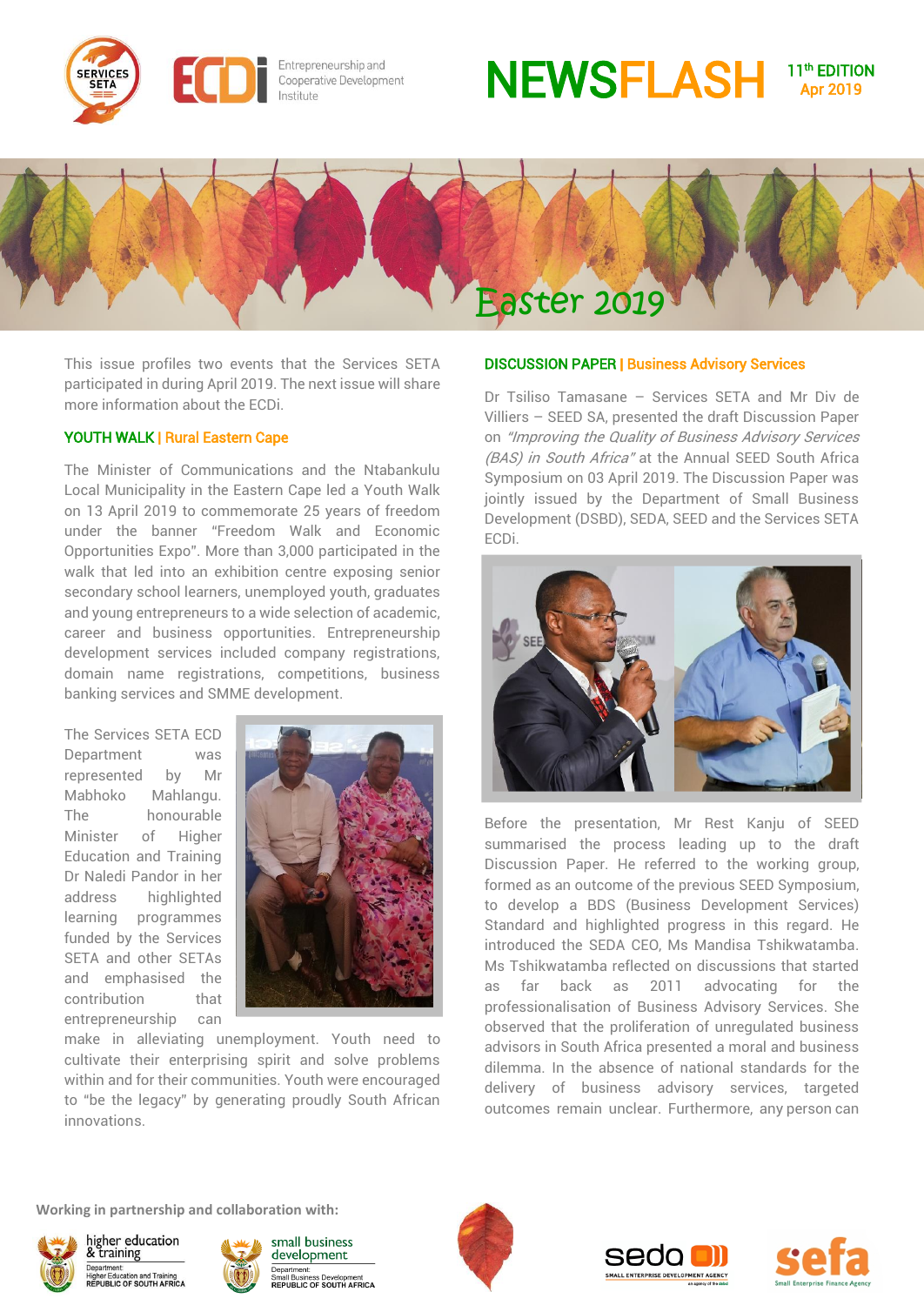# NEWSFLASH

11th EDITION
Apr 2019

Easter 2019

This issue profiles two events that the Services SETA participated in during April 2019. The next issue will share more information about the ECDi.

## YOUTH WALK | Rural Eastern Cape

The Minister of Communications and the Ntabankulu Local Municipality in the Eastern Cape led a Youth Walk on 13 April 2019 to commemorate 25 years of freedom under the banner "Freedom Walk and Economic Opportunities Expo". More than 3,000 participated in the walk that led into an exhibition centre exposing senior secondary school learners, unemployed youth, graduates and young entrepreneurs to a wide selection of academic, career and business opportunities. Entrepreneurship development services included company registrations, domain name registrations, competitions, business banking services and SMME development.

The Services SETA ECD Department was represented by Mr Mabhoko Mahlangu. The honourable Minister of Higher Education and Training Dr Naledi Pandor in her address highlighted learning programmes funded by the Services SETA and other SETAs and emphasised the contribution that entrepreneurship can make in alleviating unemployment. Youth need to cultivate their enterprising spirit and solve problems within and for their communities. Youth were encouraged to "be the legacy" by generating proudly South African innovations.

## DISCUSSION PAPER | Business Advisory Services

Dr Tsiliso Tamasane – Services SETA and Mr Div de Villiers – SEED SA, presented the draft Discussion Paper on *"Improving the Quality of Business Advisory Services (BAS) in South Africa"* at the Annual SEED South Africa Symposium on 03 April 2019. The Discussion Paper was jointly issued by the Department of Small Business Development (DSBD), SEDA, SEED and the Services SETA ECDi.

Before the presentation, Mr Rest Kanju of SEED summarised the process leading up to the draft Discussion Paper. He referred to the working group, formed as an outcome of the previous SEED Symposium, to develop a BDS (Business Development Services) Standard and highlighted progress in this regard. He introduced the SEDA CEO, Ms Mandisa Tshikwatamba. Ms Tshikwatamba reflected on discussions that started as far back as 2011 advocating for the professionalisation of Business Advisory Services. She observed that the proliferation of unregulated business advisors in South Africa presented a moral and business dilemma. In the absence of national standards for the delivery of business advisory services, targeted outcomes remain unclear. Furthermore, any person can

**Working in partnership and collaboration with:**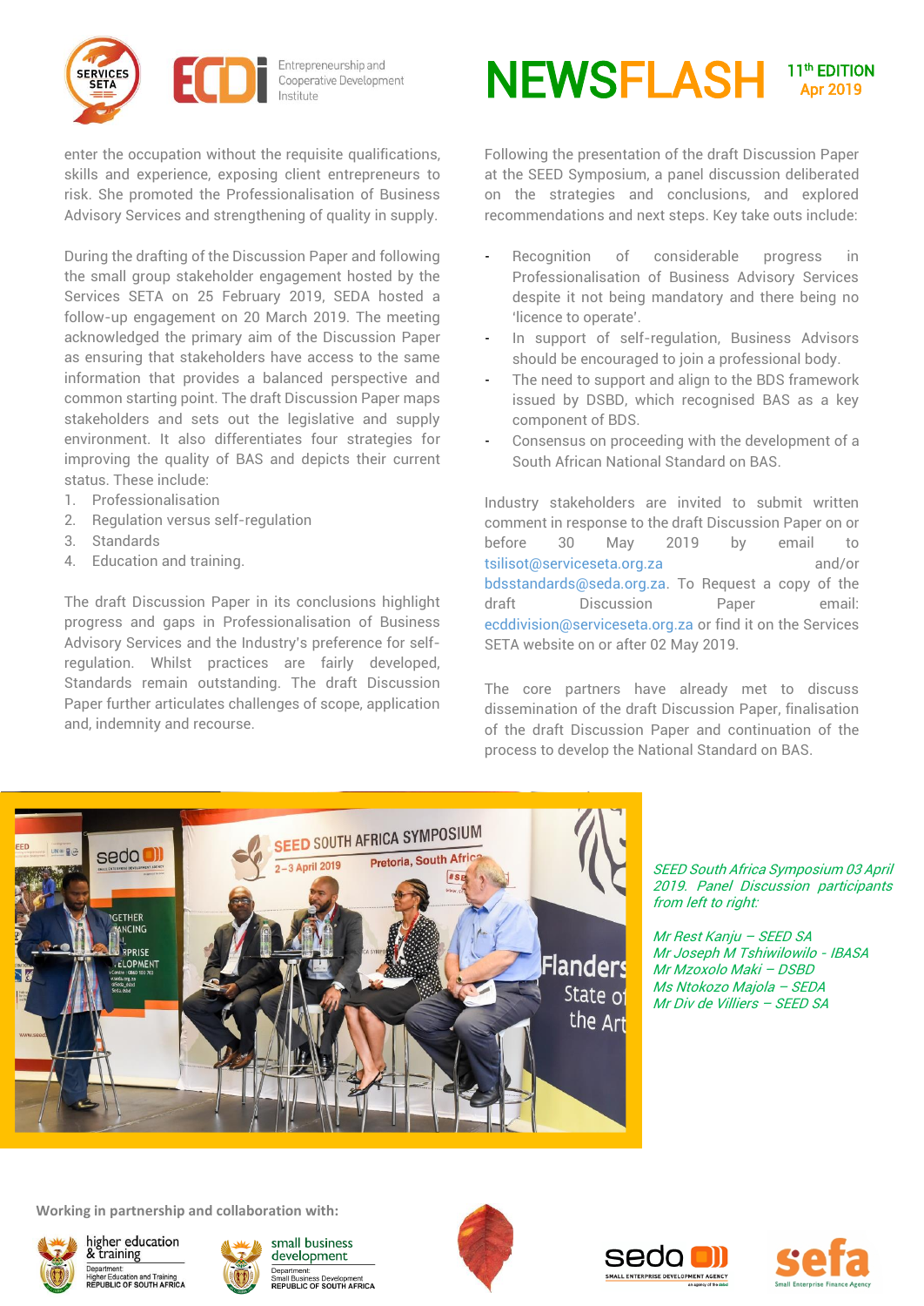enter the occupation without the requisite qualifications, skills and experience, exposing client entrepreneurs to risk. She promoted the Professionalisation of Business Advisory Services and strengthening of quality in supply.

During the drafting of the Discussion Paper and following the small group stakeholder engagement hosted by the Services SETA on 25 February 2019, SEDA hosted a follow-up engagement on 20 March 2019. The meeting acknowledged the primary aim of the Discussion Paper as ensuring that stakeholders have access to the same information that provides a balanced perspective and common starting point. The draft Discussion Paper maps stakeholders and sets out the legislative and supply environment. It also differentiates four strategies for improving the quality of BAS and depicts their current status. These include:

1. Professionalisation
2. Regulation versus self-regulation
3. Standards
4. Education and training.

The draft Discussion Paper in its conclusions highlight progress and gaps in Professionalisation of Business Advisory Services and the Industry's preference for self-regulation. Whilst practices are fairly developed, Standards remain outstanding. The draft Discussion Paper further articulates challenges of scope, application and, indemnity and recourse.

Following the presentation of the draft Discussion Paper at the SEED Symposium, a panel discussion deliberated on the strategies and conclusions, and explored recommendations and next steps. Key take outs include:

- Recognition of considerable progress in Professionalisation of Business Advisory Services despite it not being mandatory and there being no 'licence to operate'.
- In support of self-regulation, Business Advisors should be encouraged to join a professional body.
- The need to support and align to the BDS framework issued by DSBD, which recognised BAS as a key component of BDS.
- Consensus on proceeding with the development of a South African National Standard on BAS.

Industry stakeholders are invited to submit written comment in response to the draft Discussion Paper on or before 30 May 2019 by email to tsilisot@serviceseta.org.za and/or bdsstandards@seda.org.za. To Request a copy of the draft Discussion Paper email: ecddivision@serviceseta.org.za or find it on the Services SETA website on or after 02 May 2019.

The core partners have already met to discuss dissemination of the draft Discussion Paper, finalisation of the draft Discussion Paper and continuation of the process to develop the National Standard on BAS.

*SEED South Africa Symposium 03 April 2019. Panel Discussion participants from left to right:*

*Mr Rest Kanju – SEED SA*
*Mr Joseph M Tshiwilowilo - IBASA*
*Mr Mzoxolo Maki – DSBD*
*Ms Ntokozo Majola – SEDA*
*Mr Div de Villiers – SEED SA*

**Working in partnership and collaboration with:**